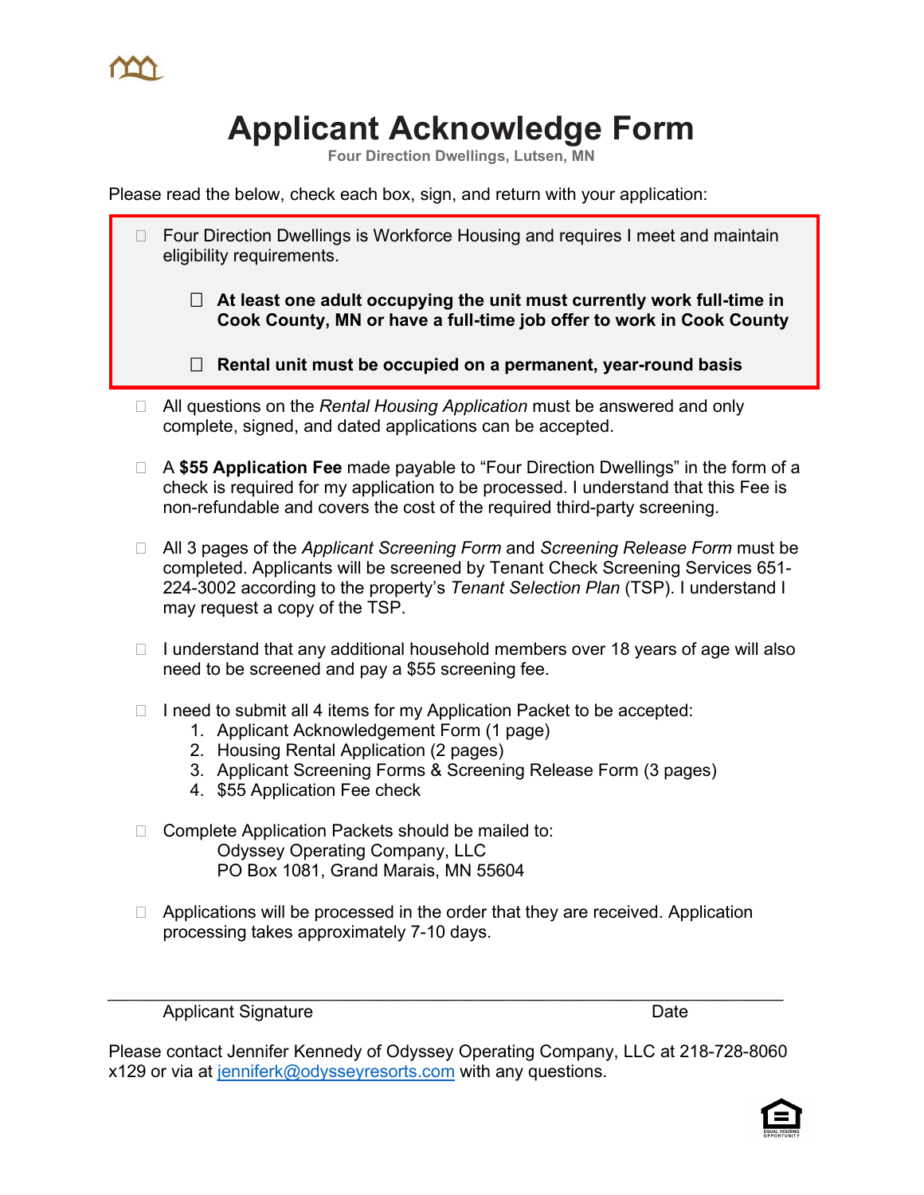# Applicant Acknowledge Form

**Four Direction Dwellings, Lutsen, MN**

Please read the below, check each box, sign, and return with your application:

- ☐ Four Direction Dwellings is Workforce Housing and requires I meet and maintain eligibility requirements.
  - ☐ **At least one adult occupying the unit must currently work full-time in Cook County, MN or have a full-time job offer to work in Cook County**
  - ☐ **Rental unit must be occupied on a permanent, year-round basis**

- ☐ All questions on the *Rental Housing Application* must be answered and only complete, signed, and dated applications can be accepted.

- ☐ A **$55 Application Fee** made payable to "Four Direction Dwellings" in the form of a check is required for my application to be processed. I understand that this Fee is non-refundable and covers the cost of the required third-party screening.

- ☐ All 3 pages of the *Applicant Screening Form* and *Screening Release Form* must be completed. Applicants will be screened by Tenant Check Screening Services 651-224-3002 according to the property's *Tenant Selection Plan* (TSP). I understand I may request a copy of the TSP.

- ☐ I understand that any additional household members over 18 years of age will also need to be screened and pay a $55 screening fee.

- ☐ I need to submit all 4 items for my Application Packet to be accepted:
  1. Applicant Acknowledgement Form (1 page)
  2. Housing Rental Application (2 pages)
  3. Applicant Screening Forms & Screening Release Form (3 pages)
  4. $55 Application Fee check

- ☐ Complete Application Packets should be mailed to:
  Odyssey Operating Company, LLC
  PO Box 1081, Grand Marais, MN 55604

- ☐ Applications will be processed in the order that they are received. Application processing takes approximately 7-10 days.

_______________________________________________________________

Applicant Signature                                                                 Date

Please contact Jennifer Kennedy of Odyssey Operating Company, LLC at 218-728-8060 x129 or via at jenniferk@odysseyresorts.com with any questions.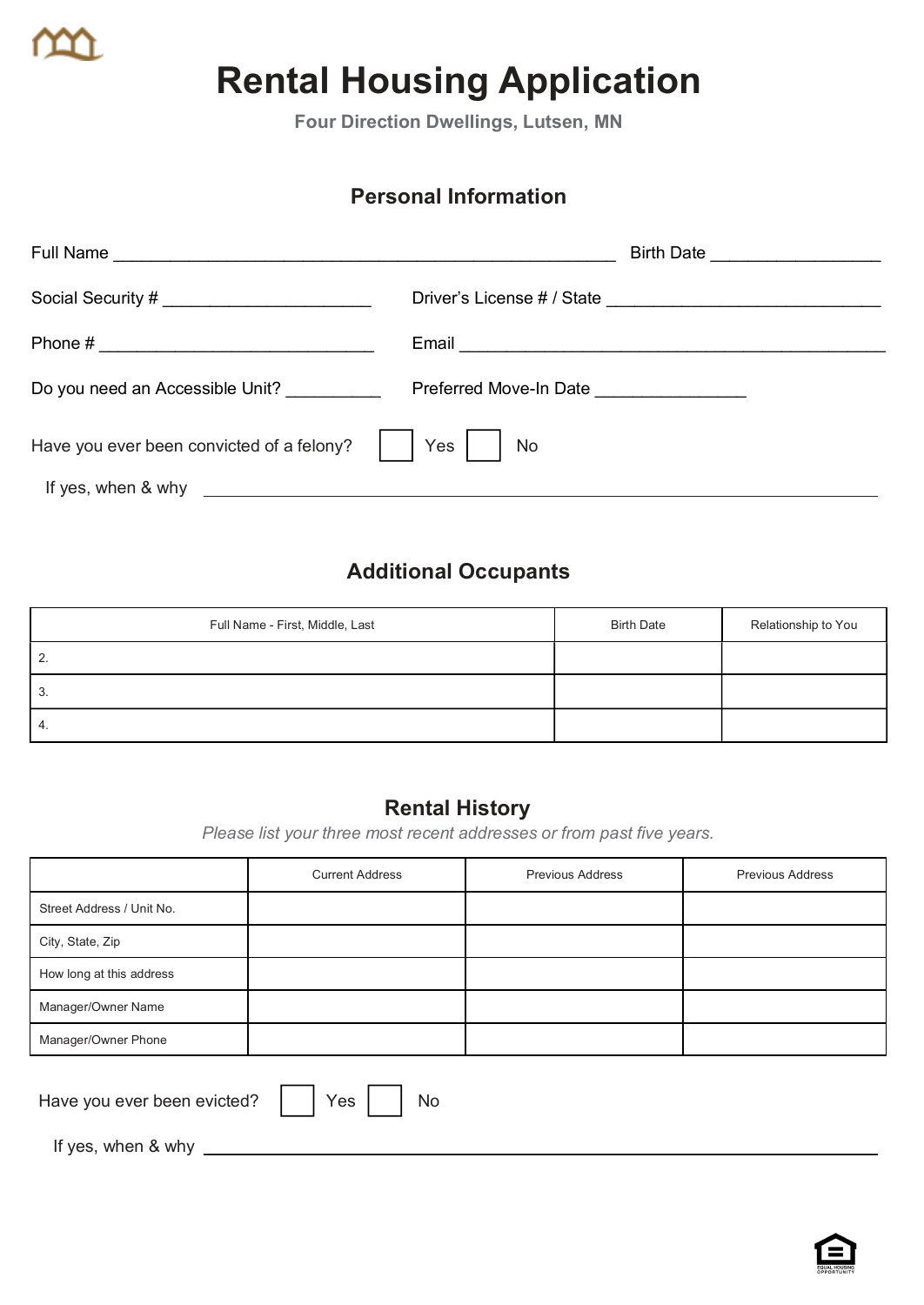# Rental Housing Application

**Four Direction Dwellings, Lutsen, MN**

## Personal Information

Full Name ______________________________________________ Birth Date _______________

Social Security # ____________________ Driver's License # / State __________________________

Phone # __________________________ Email _________________________________________

Do you need an Accessible Unit? _________ Preferred Move-In Date ______________

Have you ever been convicted of a felony? ☐ Yes ☐ No

If yes, when & why _______________________________________________________________

## Additional Occupants

| Full Name - First, Middle, Last | Birth Date | Relationship to You |
|---|---|---|
| 2. | | |
| 3. | | |
| 4. | | |

## Rental History

*Please list your three most recent addresses or from past five years.*

| | Current Address | Previous Address | Previous Address |
|---|---|---|---|
| Street Address / Unit No. | | | |
| City, State, Zip | | | |
| How long at this address | | | |
| Manager/Owner Name | | | |
| Manager/Owner Phone | | | |

Have you ever been evicted? ☐ Yes ☐ No

If yes, when & why _______________________________________________________________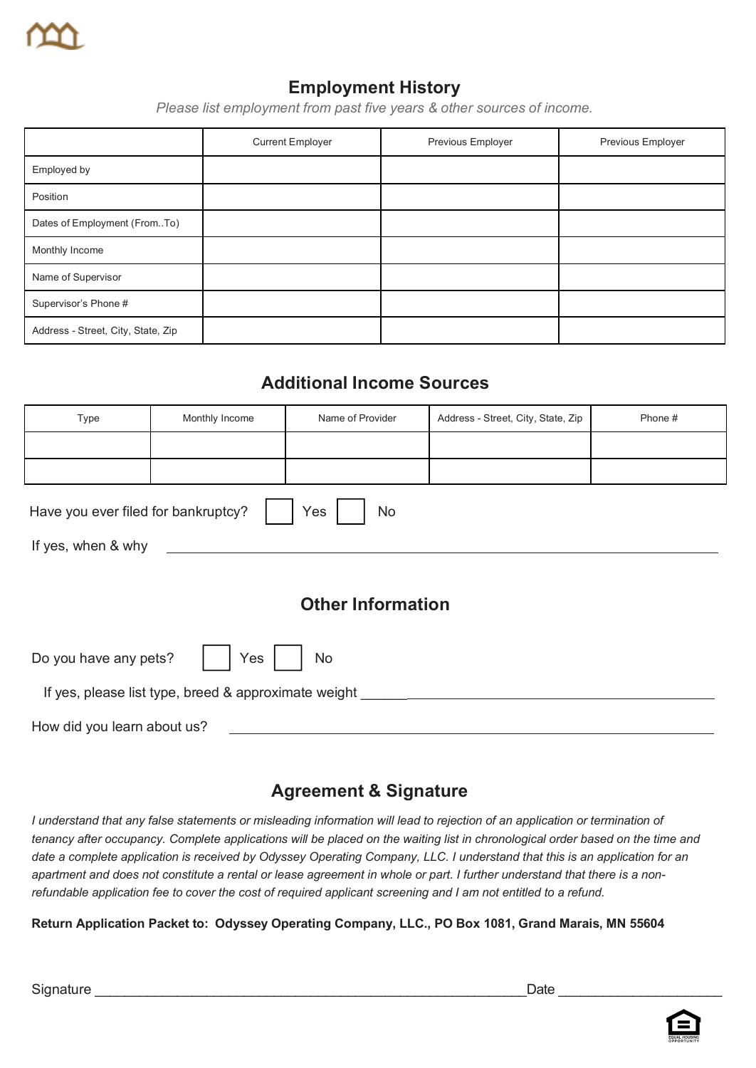## Employment History

*Please list employment from past five years & other sources of income.*

| | Current Employer | Previous Employer | Previous Employer |
|---|---|---|---|
| Employed by | | | |
| Position | | | |
| Dates of Employment (From..To) | | | |
| Monthly Income | | | |
| Name of Supervisor | | | |
| Supervisor's Phone # | | | |
| Address - Street, City, State, Zip | | | |

## Additional Income Sources

| Type | Monthly Income | Name of Provider | Address - Street, City, State, Zip | Phone # |
|---|---|---|---|---|
| | | | | |
| | | | | |

Have you ever filed for bankruptcy? ☐ Yes ☐ No

If yes, when & why ______________________________________________

## Other Information

Do you have any pets? ☐ Yes ☐ No

If yes, please list type, breed & approximate weight ______________________________________________

How did you learn about us? ______________________________________________

## Agreement & Signature

*I understand that any false statements or misleading information will lead to rejection of an application or termination of tenancy after occupancy. Complete applications will be placed on the waiting list in chronological order based on the time and date a complete application is received by Odyssey Operating Company, LLC. I understand that this is an application for an apartment and does not constitute a rental or lease agreement in whole or part. I further understand that there is a non-refundable application fee to cover the cost of required applicant screening and I am not entitled to a refund.*

**Return Application Packet to: Odyssey Operating Company, LLC., PO Box 1081, Grand Marais, MN 55604**

Signature ______________________________________________ Date ____________________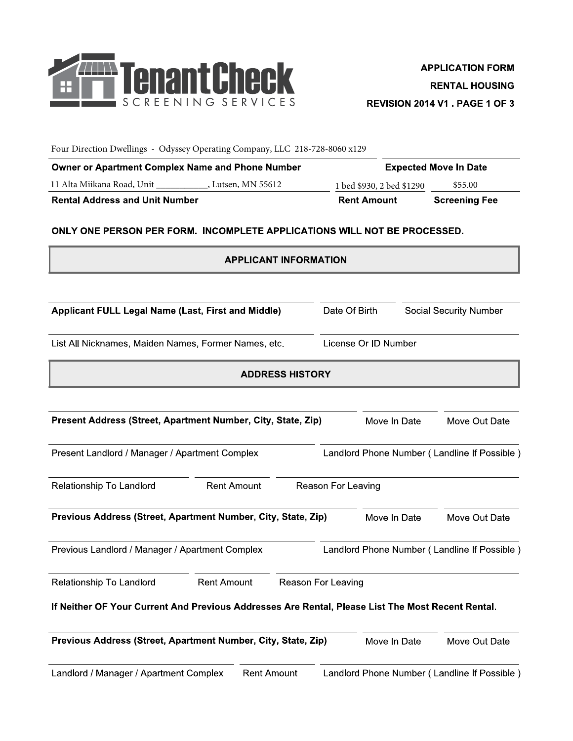TenantCheck SCREENING SERVICES

**APPLICATION FORM**
**RENTAL HOUSING**
**REVISION 2014 V1 . PAGE 1 OF 3**

| Four Direction Dwellings - Odyssey Operating Company, LLC 218-728-8060 x129 | |
|---|---|
| **Owner or Apartment Complex Name and Phone Number** | **Expected Move In Date** |

| 11 Alta Miikana Road, Unit ___________, Lutsen, MN 55612 | 1 bed $930, 2 bed $1290 | $55.00 |
|---|---|---|
| **Rental Address and Unit Number** | **Rent Amount** | **Screening Fee** |

**ONLY ONE PERSON PER FORM. INCOMPLETE APPLICATIONS WILL NOT BE PROCESSED.**

## APPLICANT INFORMATION

**Applicant FULL Legal Name (Last, First and Middle)** ______________________ Date Of Birth __________ Social Security Number __________

List All Nicknames, Maiden Names, Former Names, etc. ______________________ License Or ID Number __________

## ADDRESS HISTORY

**Present Address (Street, Apartment Number, City, State, Zip)** ______________________ Move In Date __________ Move Out Date __________

Present Landlord / Manager / Apartment Complex ______________________ Landlord Phone Number ( Landline If Possible ) __________

Relationship To Landlord __________ Rent Amount __________ Reason For Leaving __________

**Previous Address (Street, Apartment Number, City, State, Zip)** ______________________ Move In Date __________ Move Out Date __________

Previous Landlord / Manager / Apartment Complex ______________________ Landlord Phone Number ( Landline If Possible ) __________

Relationship To Landlord __________ Rent Amount __________ Reason For Leaving __________

**If Neither OF Your Current And Previous Addresses Are Rental, Please List The Most Recent Rental.**

**Previous Address (Street, Apartment Number, City, State, Zip)** ______________________ Move In Date __________ Move Out Date __________

Landlord / Manager / Apartment Complex __________ Rent Amount __________ Landlord Phone Number ( Landline If Possible ) __________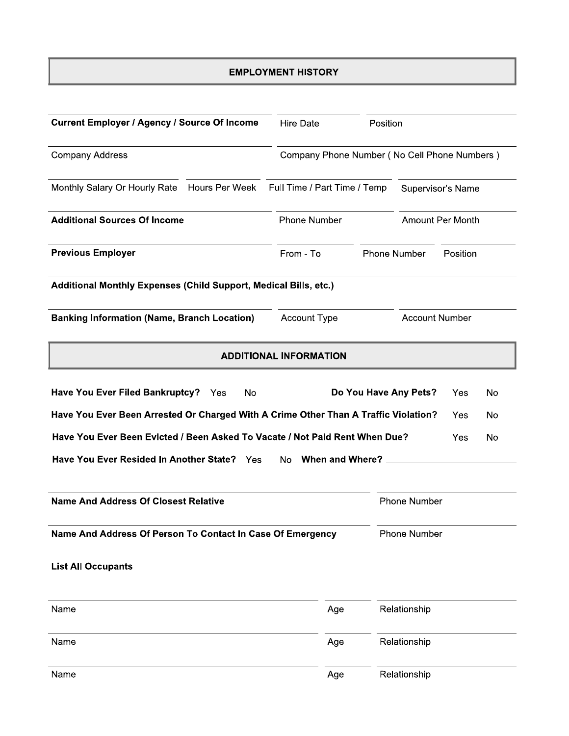## EMPLOYMENT HISTORY

| **Current Employer / Agency / Source Of Income** | Hire Date | Position |
|---|---|---|
| | | |

| Company Address | Company Phone Number ( No Cell Phone Numbers ) |
|---|---|
| | |

| Monthly Salary Or Hourly Rate | Hours Per Week | Full Time / Part Time / Temp | Supervisor's Name |
|---|---|---|---|
| | | | |

| **Additional Sources Of Income** | Phone Number | Amount Per Month |
|---|---|---|
| | | |

| **Previous Employer** | From - To | Phone Number | Position |
|---|---|---|---|
| | | | |

**Additional Monthly Expenses (Child Support, Medical Bills, etc.)**

| **Banking Information (Name, Branch Location)** | Account Type | Account Number |
|---|---|---|
| | | |

## ADDITIONAL INFORMATION

**Have You Ever Filed Bankruptcy?** Yes No **Do You Have Any Pets?** Yes No

**Have You Ever Been Arrested Or Charged With A Crime Other Than A Traffic Violation?** Yes No

**Have You Ever Been Evicted / Been Asked To Vacate / Not Paid Rent When Due?** Yes No

**Have You Ever Resided In Another State?** Yes No **When and Where?** ____________________

| **Name And Address Of Closest Relative** | Phone Number |
|---|---|
| | |

| **Name And Address Of Person To Contact In Case Of Emergency** | Phone Number |
|---|---|
| | |

**List All Occupants**

| Name | Age | Relationship |
|---|---|---|
| | | |
| | | |
| | | |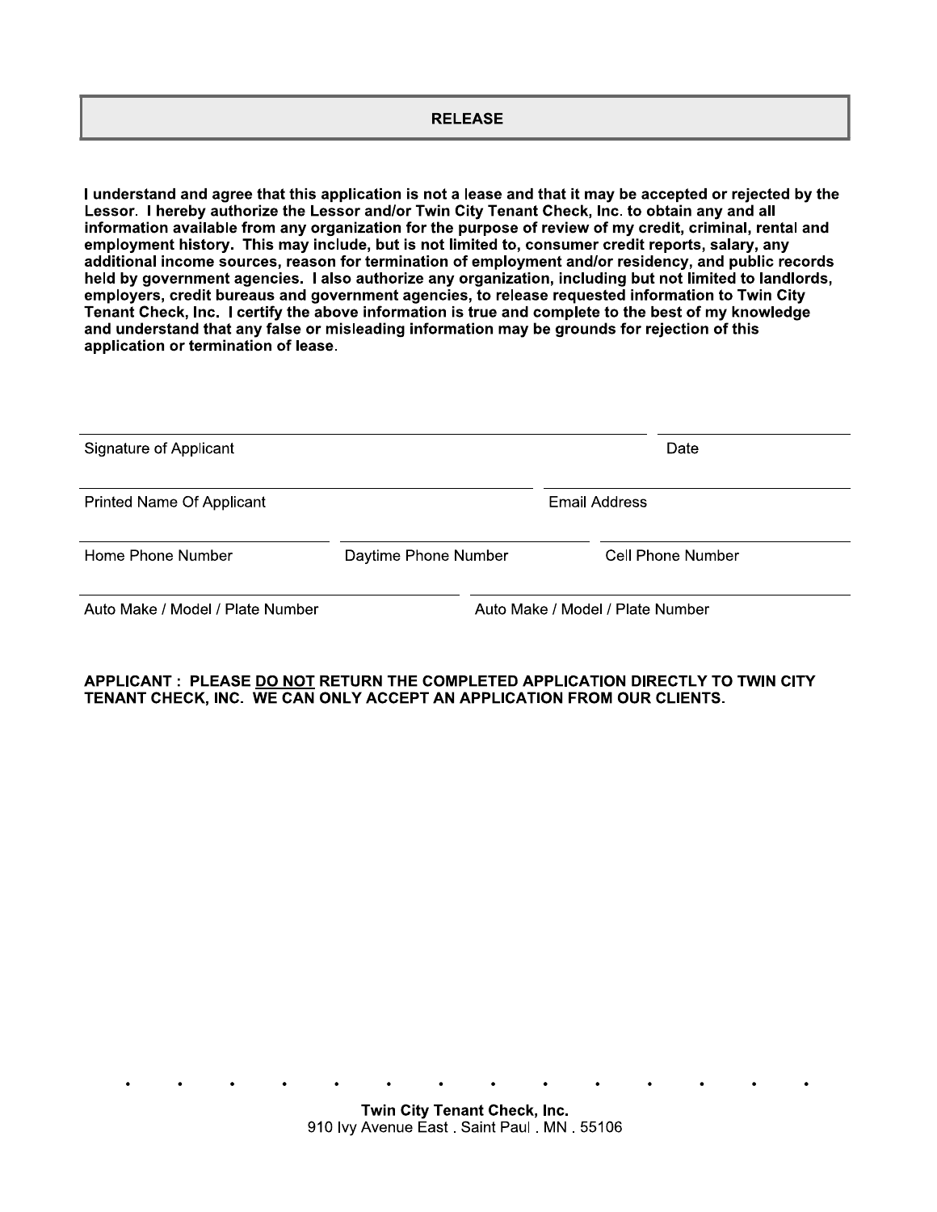## RELEASE

**I understand and agree that this application is not a lease and that it may be accepted or rejected by the Lessor. I hereby authorize the Lessor and/or Twin City Tenant Check, Inc. to obtain any and all information available from any organization for the purpose of review of my credit, criminal, rental and employment history. This may include, but is not limited to, consumer credit reports, salary, any additional income sources, reason for termination of employment and/or residency, and public records held by government agencies. I also authorize any organization, including but not limited to landlords, employers, credit bureaus and government agencies, to release requested information to Twin City Tenant Check, Inc. I certify the above information is true and complete to the best of my knowledge and understand that any false or misleading information may be grounds for rejection of this application or termination of lease.**

______________________________ Signature of Applicant

______________ Date

______________________________ Printed Name Of Applicant

______________________________ Email Address

______________ Home Phone Number

______________ Daytime Phone Number

______________ Cell Phone Number

______________________________ Auto Make / Model / Plate Number

______________________________ Auto Make / Model / Plate Number

**APPLICANT : PLEASE DO NOT RETURN THE COMPLETED APPLICATION DIRECTLY TO TWIN CITY TENANT CHECK, INC. WE CAN ONLY ACCEPT AN APPLICATION FROM OUR CLIENTS.**

**Twin City Tenant Check, Inc.**
910 Ivy Avenue East . Saint Paul . MN . 55106